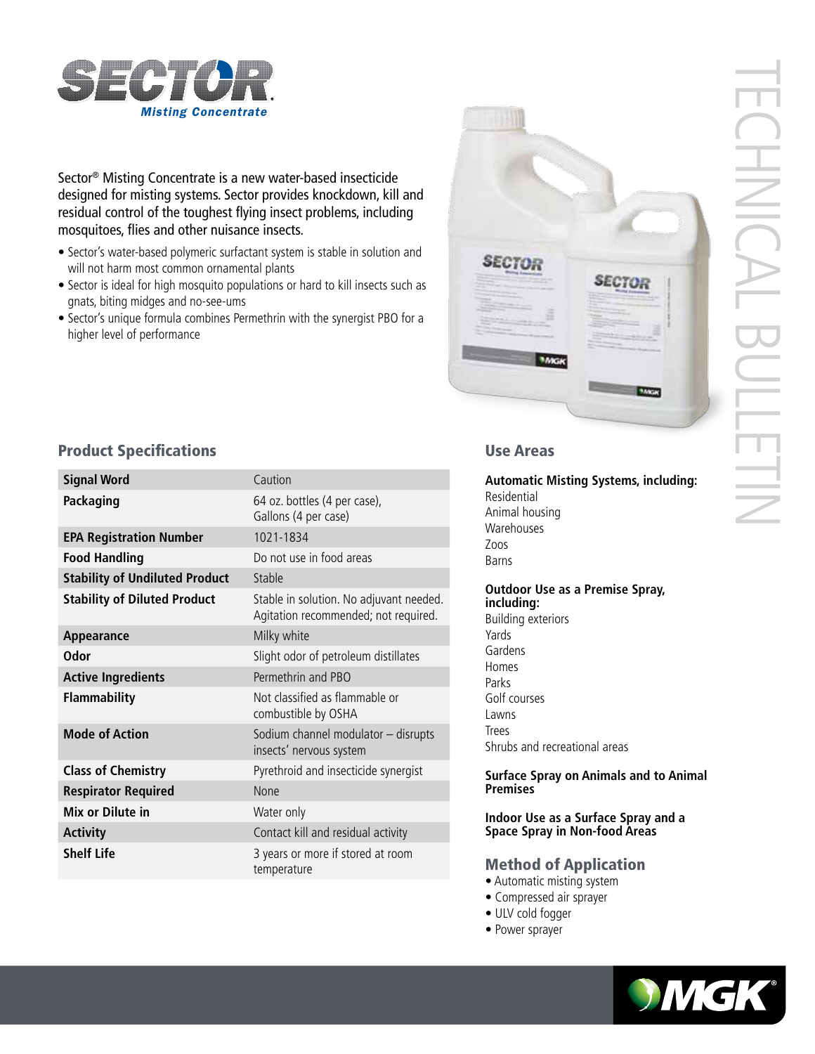# SECTOR® Misting Concentrate

TECHNICAL BULLETIN

Sector® Misting Concentrate is a new water-based insecticide designed for misting systems. Sector provides knockdown, kill and residual control of the toughest flying insect problems, including mosquitoes, flies and other nuisance insects.

- Sector's water-based polymeric surfactant system is stable in solution and will not harm most common ornamental plants
- Sector is ideal for high mosquito populations or hard to kill insects such as gnats, biting midges and no-see-ums
- Sector's unique formula combines Permethrin with the synergist PBO for a higher level of performance

## Product Specifications

| | |
|---|---|
| **Signal Word** | Caution |
| **Packaging** | 64 oz. bottles (4 per case), Gallons (4 per case) |
| **EPA Registration Number** | 1021-1834 |
| **Food Handling** | Do not use in food areas |
| **Stability of Undiluted Product** | Stable |
| **Stability of Diluted Product** | Stable in solution. No adjuvant needed. Agitation recommended; not required. |
| **Appearance** | Milky white |
| **Odor** | Slight odor of petroleum distillates |
| **Active Ingredients** | Permethrin and PBO |
| **Flammability** | Not classified as flammable or combustible by OSHA |
| **Mode of Action** | Sodium channel modulator – disrupts insects' nervous system |
| **Class of Chemistry** | Pyrethroid and insecticide synergist |
| **Respirator Required** | None |
| **Mix or Dilute in** | Water only |
| **Activity** | Contact kill and residual activity |
| **Shelf Life** | 3 years or more if stored at room temperature |

## Use Areas

**Automatic Misting Systems, including:**
Residential
Animal housing
Warehouses
Zoos
Barns

**Outdoor Use as a Premise Spray, including:**
Building exteriors
Yards
Gardens
Homes
Parks
Golf courses
Lawns
Trees
Shrubs and recreational areas

**Surface Spray on Animals and to Animal Premises**

**Indoor Use as a Surface Spray and a Space Spray in Non-food Areas**

## Method of Application

- Automatic misting system
- Compressed air sprayer
- ULV cold fogger
- Power sprayer

MGK®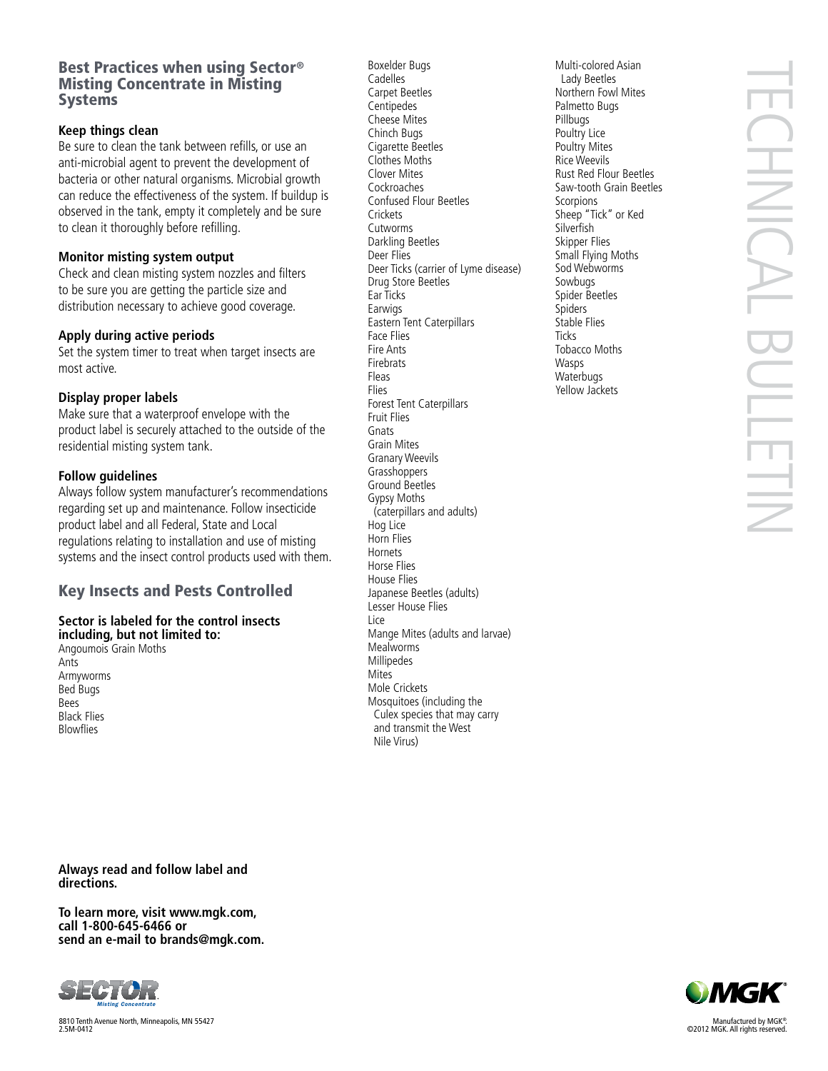## Best Practices when using Sector® Misting Concentrate in Misting Systems

### Keep things clean

Be sure to clean the tank between refills, or use an anti-microbial agent to prevent the development of bacteria or other natural organisms. Microbial growth can reduce the effectiveness of the system. If buildup is observed in the tank, empty it completely and be sure to clean it thoroughly before refilling.

### Monitor misting system output

Check and clean misting system nozzles and filters to be sure you are getting the particle size and distribution necessary to achieve good coverage.

### Apply during active periods

Set the system timer to treat when target insects are most active.

### Display proper labels

Make sure that a waterproof envelope with the product label is securely attached to the outside of the residential misting system tank.

### Follow guidelines

Always follow system manufacturer's recommendations regarding set up and maintenance. Follow insecticide product label and all Federal, State and Local regulations relating to installation and use of misting systems and the insect control products used with them.

## Key Insects and Pests Controlled

**Sector is labeled for the control insects including, but not limited to:**

Angoumois Grain Moths
Ants
Armyworms
Bed Bugs
Bees
Black Flies
Blowflies
Boxelder Bugs
Cadelles
Carpet Beetles
Centipedes
Cheese Mites
Chinch Bugs
Cigarette Beetles
Clothes Moths
Clover Mites
Cockroaches
Confused Flour Beetles
Crickets
Cutworms
Darkling Beetles
Deer Flies
Deer Ticks (carrier of Lyme disease)
Drug Store Beetles
Ear Ticks
Earwigs
Eastern Tent Caterpillars
Face Flies
Fire Ants
Firebrats
Fleas
Flies
Forest Tent Caterpillars
Fruit Flies
Gnats
Grain Mites
Granary Weevils
Grasshoppers
Ground Beetles
Gypsy Moths (caterpillars and adults)
Hog Lice
Horn Flies
Hornets
Horse Flies
House Flies
Japanese Beetles (adults)
Lesser House Flies
Lice
Mange Mites (adults and larvae)
Mealworms
Millipedes
Mites
Mole Crickets
Mosquitoes (including the Culex species that may carry and transmit the West Nile Virus)
Multi-colored Asian Lady Beetles
Northern Fowl Mites
Palmetto Bugs
Pillbugs
Poultry Lice
Poultry Mites
Rice Weevils
Rust Red Flour Beetles
Saw-tooth Grain Beetles
Scorpions
Sheep "Tick" or Ked
Silverfish
Skipper Flies
Small Flying Moths
Sod Webworms
Sowbugs
Spider Beetles
Spiders
Stable Flies
Ticks
Tobacco Moths
Wasps
Waterbugs
Yellow Jackets

TECHNICAL BULLETIN

**Always read and follow label and directions.**

**To learn more, visit www.mgk.com, call 1-800-645-6466 or send an e-mail to brands@mgk.com.**

SECTOR Misting Concentrate

8810 Tenth Avenue North, Minneapolis, MN 55427
2.5M-0412

MGK®

Manufactured by MGK®.
©2012 MGK. All rights reserved.